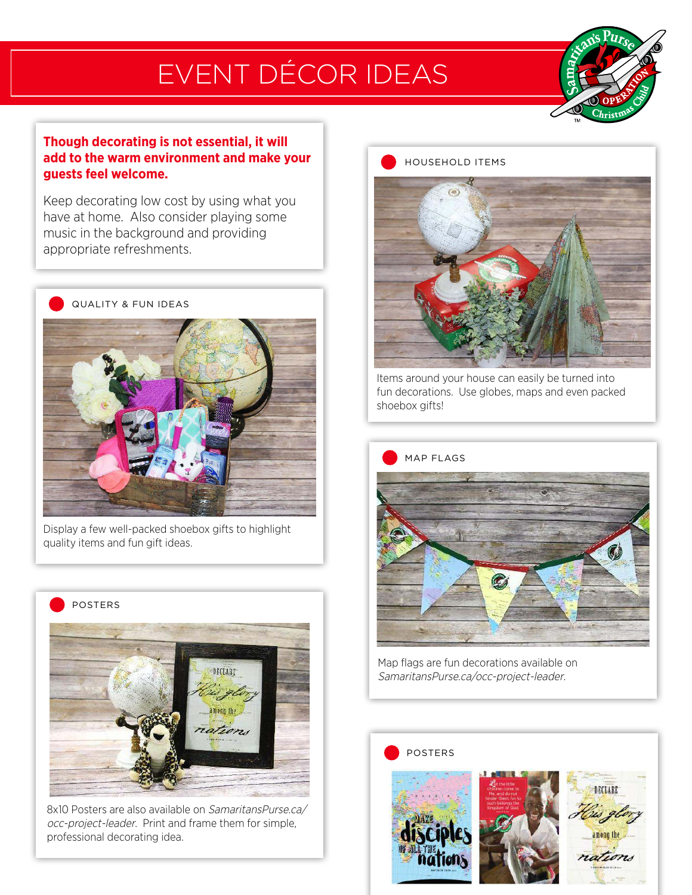# EVENT DÉCOR IDEAS

**Though decorating is not essential, it will add to the warm environment and make your guests feel welcome.**

Keep decorating low cost by using what you have at home. Also consider playing some music in the background and providing appropriate refreshments.

## QUALITY & FUN IDEAS

Display a few well-packed shoebox gifts to highlight quality items and fun gift ideas.

## POSTERS

8x10 Posters are also available on *SamaritansPurse.ca/occ-project-leader*. Print and frame them for simple, professional decorating idea.

## HOUSEHOLD ITEMS

Items around your house can easily be turned into fun decorations. Use globes, maps and even packed shoebox gifts!

## MAP FLAGS

Map flags are fun decorations available on *SamaritansPurse.ca/occ-project-leader*.

## POSTERS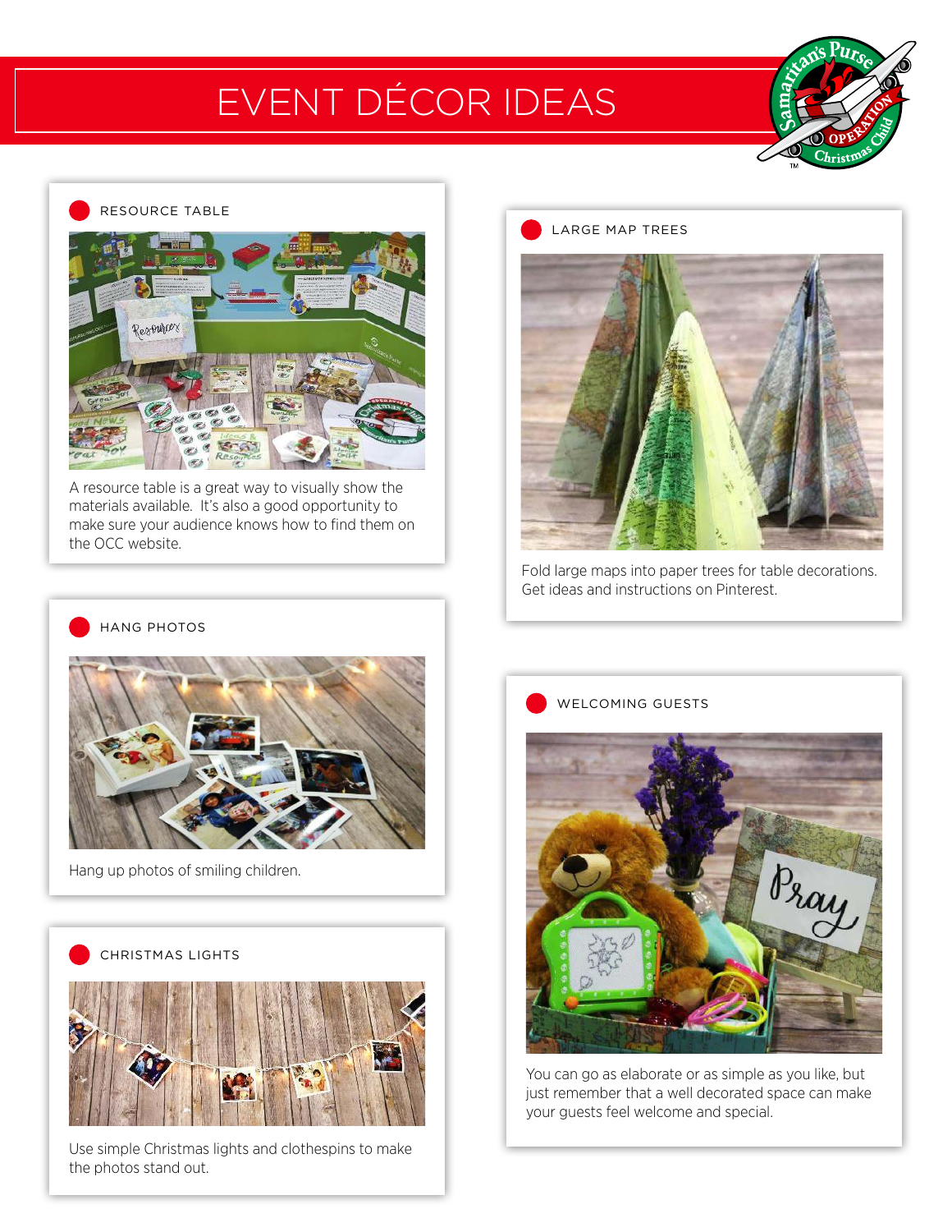# EVENT DÉCOR IDEAS

## RESOURCE TABLE

A resource table is a great way to visually show the materials available. It's also a good opportunity to make sure your audience knows how to find them on the OCC website.

## HANG PHOTOS

Hang up photos of smiling children.

## CHRISTMAS LIGHTS

Use simple Christmas lights and clothespins to make the photos stand out.

## LARGE MAP TREES

Fold large maps into paper trees for table decorations. Get ideas and instructions on Pinterest.

## WELCOMING GUESTS

You can go as elaborate or as simple as you like, but just remember that a well decorated space can make your guests feel welcome and special.